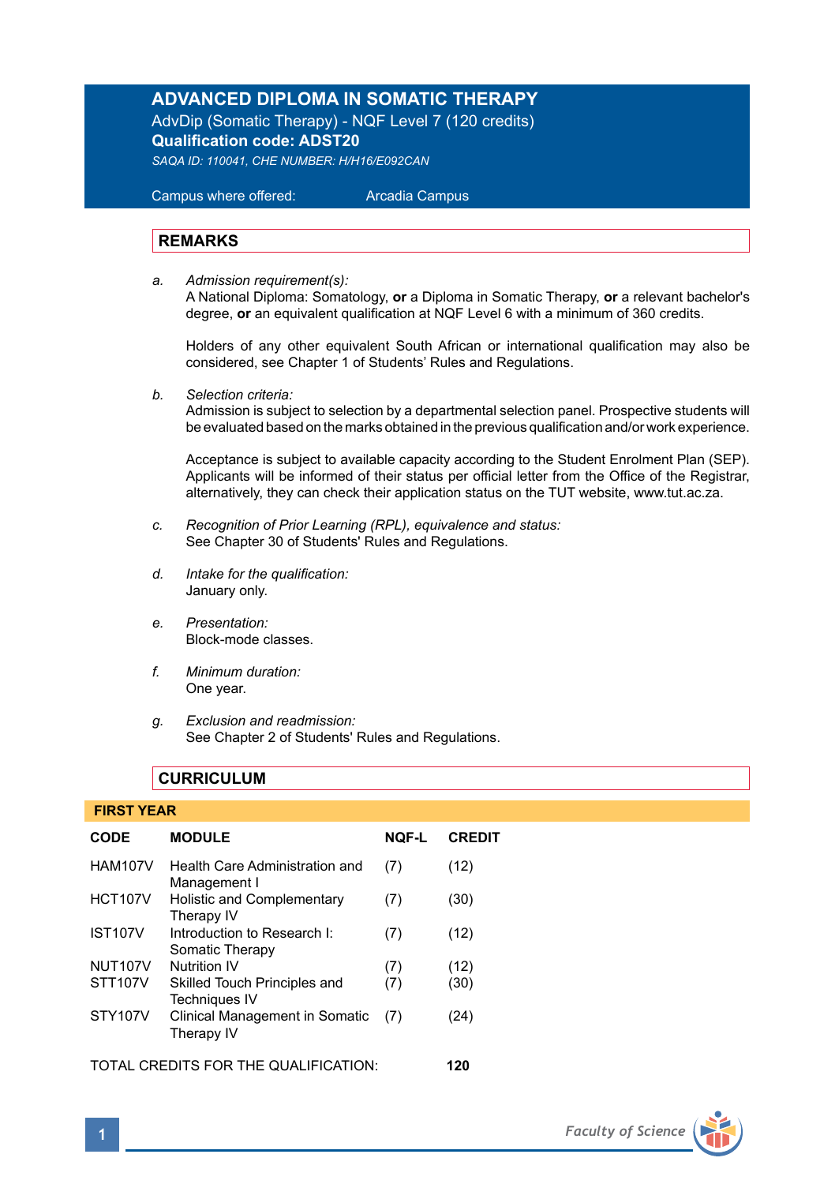# ADVANCED DIPLOMA IN SOMATIC THERAPY

AdvDip (Somatic Therapy) - NQF Level 7 (120 credits)

**Qualification code: ADST20**

*SAQA ID: 110041, CHE NUMBER: H/H16/E092CAN*

Campus where offered: Arcadia Campus

## REMARKS

a. *Admission requirement(s):*
A National Diploma: Somatology, **or** a Diploma in Somatic Therapy, **or** a relevant bachelor's degree, **or** an equivalent qualification at NQF Level 6 with a minimum of 360 credits.

Holders of any other equivalent South African or international qualification may also be considered, see Chapter 1 of Students' Rules and Regulations.

b. *Selection criteria:*
Admission is subject to selection by a departmental selection panel. Prospective students will be evaluated based on the marks obtained in the previous qualification and/or work experience.

Acceptance is subject to available capacity according to the Student Enrolment Plan (SEP). Applicants will be informed of their status per official letter from the Office of the Registrar, alternatively, they can check their application status on the TUT website, www.tut.ac.za.

c. *Recognition of Prior Learning (RPL), equivalence and status:*
See Chapter 30 of Students' Rules and Regulations.

d. *Intake for the qualification:*
January only.

e. *Presentation:*
Block-mode classes.

f. *Minimum duration:*
One year.

g. *Exclusion and readmission:*
See Chapter 2 of Students' Rules and Regulations.

## CURRICULUM

### FIRST YEAR

| CODE | MODULE | NQF-L | CREDIT |
|---|---|---|---|
| HAM107V | Health Care Administration and Management I | (7) | (12) |
| HCT107V | Holistic and Complementary Therapy IV | (7) | (30) |
| IST107V | Introduction to Research I: Somatic Therapy | (7) | (12) |
| NUT107V | Nutrition IV | (7) | (12) |
| STT107V | Skilled Touch Principles and Techniques IV | (7) | (30) |
| STY107V | Clinical Management in Somatic Therapy IV | (7) | (24) |

TOTAL CREDITS FOR THE QUALIFICATION: **120**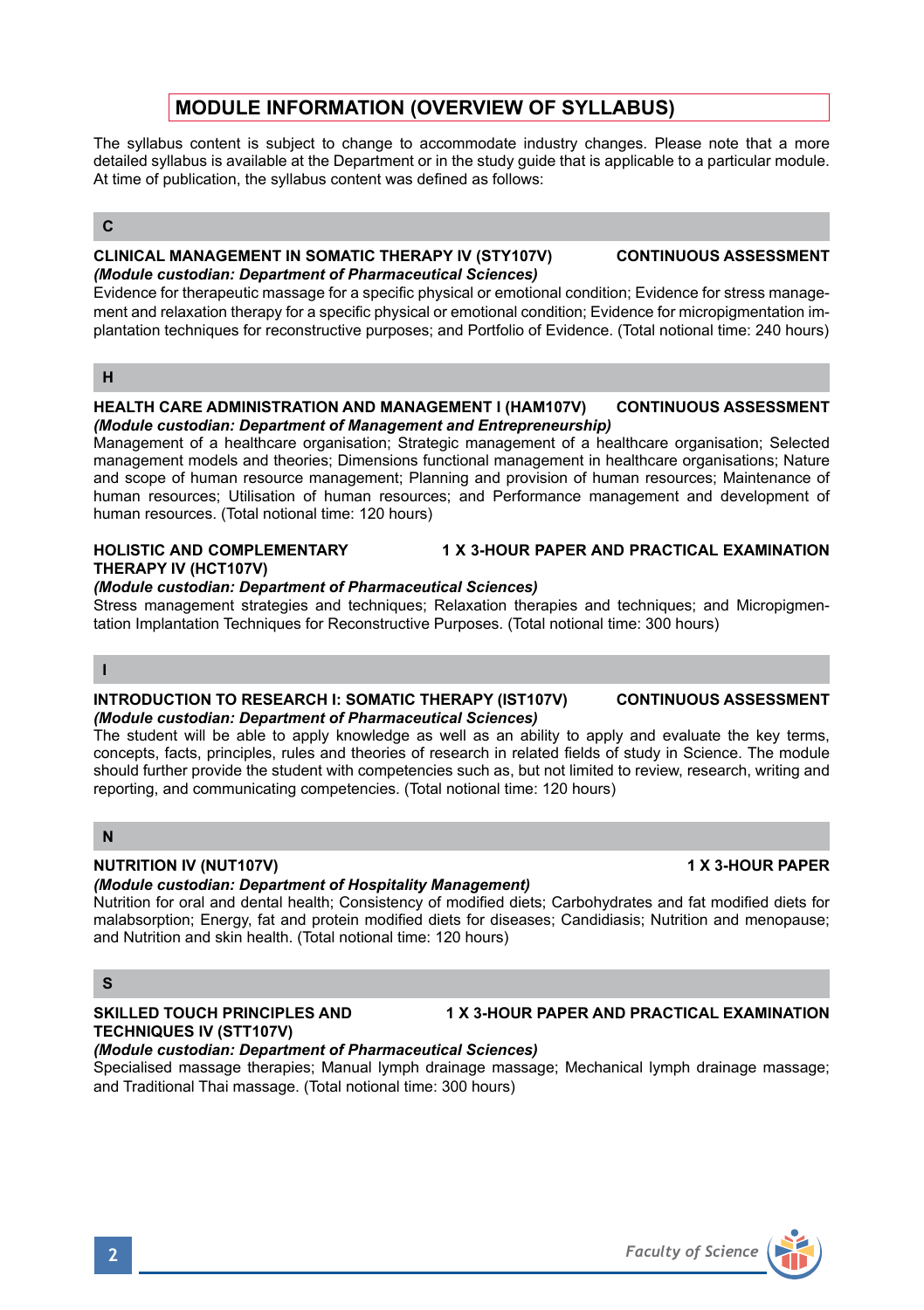# MODULE INFORMATION (OVERVIEW OF SYLLABUS)

The syllabus content is subject to change to accommodate industry changes. Please note that a more detailed syllabus is available at the Department or in the study guide that is applicable to a particular module. At time of publication, the syllabus content was defined as follows:

## C

**CLINICAL MANAGEMENT IN SOMATIC THERAPY IV (STY107V) — CONTINUOUS ASSESSMENT**
***(Module custodian: Department of Pharmaceutical Sciences)***
Evidence for therapeutic massage for a specific physical or emotional condition; Evidence for stress management and relaxation therapy for a specific physical or emotional condition; Evidence for micropigmentation implantation techniques for reconstructive purposes; and Portfolio of Evidence. (Total notional time: 240 hours)

## H

**HEALTH CARE ADMINISTRATION AND MANAGEMENT I (HAM107V) — CONTINUOUS ASSESSMENT**
***(Module custodian: Department of Management and Entrepreneurship)***
Management of a healthcare organisation; Strategic management of a healthcare organisation; Selected management models and theories; Dimensions functional management in healthcare organisations; Nature and scope of human resource management; Planning and provision of human resources; Maintenance of human resources; Utilisation of human resources; and Performance management and development of human resources. (Total notional time: 120 hours)

**HOLISTIC AND COMPLEMENTARY THERAPY IV (HCT107V) — 1 X 3-HOUR PAPER AND PRACTICAL EXAMINATION**
***(Module custodian: Department of Pharmaceutical Sciences)***
Stress management strategies and techniques; Relaxation therapies and techniques; and Micropigmentation Implantation Techniques for Reconstructive Purposes. (Total notional time: 300 hours)

## I

**INTRODUCTION TO RESEARCH I: SOMATIC THERAPY (IST107V) — CONTINUOUS ASSESSMENT**
***(Module custodian: Department of Pharmaceutical Sciences)***
The student will be able to apply knowledge as well as an ability to apply and evaluate the key terms, concepts, facts, principles, rules and theories of research in related fields of study in Science. The module should further provide the student with competencies such as, but not limited to review, research, writing and reporting, and communicating competencies. (Total notional time: 120 hours)

## N

**NUTRITION IV (NUT107V) — 1 X 3-HOUR PAPER**
***(Module custodian: Department of Hospitality Management)***
Nutrition for oral and dental health; Consistency of modified diets; Carbohydrates and fat modified diets for malabsorption; Energy, fat and protein modified diets for diseases; Candidiasis; Nutrition and menopause; and Nutrition and skin health. (Total notional time: 120 hours)

## S

**SKILLED TOUCH PRINCIPLES AND TECHNIQUES IV (STT107V) — 1 X 3-HOUR PAPER AND PRACTICAL EXAMINATION**
***(Module custodian: Department of Pharmaceutical Sciences)***
Specialised massage therapies; Manual lymph drainage massage; Mechanical lymph drainage massage; and Traditional Thai massage. (Total notional time: 300 hours)